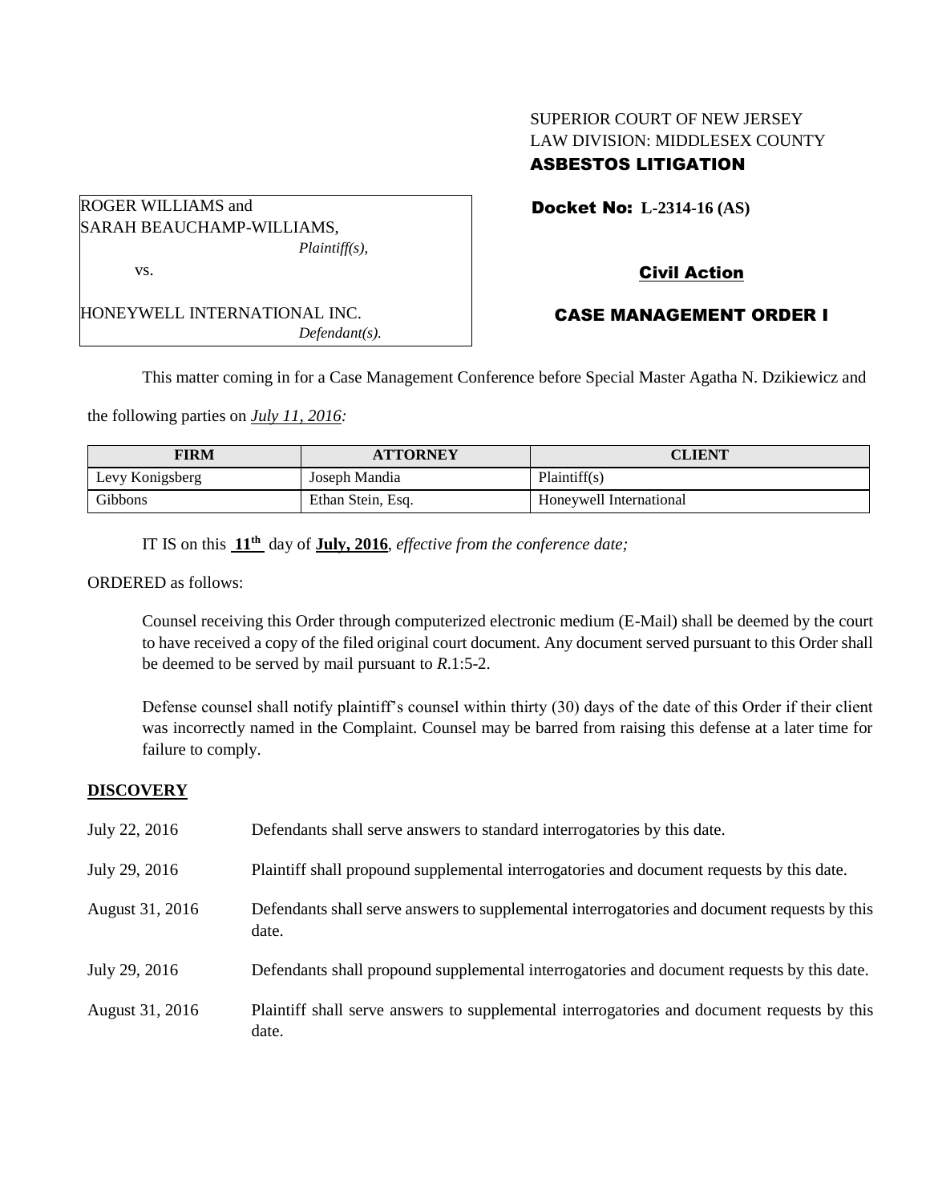SUPERIOR COURT OF NEW JERSEY
LAW DIVISION: MIDDLESEX COUNTY
**ASBESTOS LITIGATION**

ROGER WILLIAMS and
SARAH BEAUCHAMP-WILLIAMS,
*Plaintiff(s),*

vs.

HONEYWELL INTERNATIONAL INC.
*Defendant(s).*

**Docket No: L-2314-16 (AS)**

**Civil Action**

**CASE MANAGEMENT ORDER I**

This matter coming in for a Case Management Conference before Special Master Agatha N. Dzikiewicz and the following parties on *July 11, 2016:*

| FIRM | ATTORNEY | CLIENT |
| --- | --- | --- |
| Levy Konigsberg | Joseph Mandia | Plaintiff(s) |
| Gibbons | Ethan Stein, Esq. | Honeywell International |

IT IS on this **11th** day of **July, 2016**, *effective from the conference date;*

ORDERED as follows:

Counsel receiving this Order through computerized electronic medium (E-Mail) shall be deemed by the court to have received a copy of the filed original court document. Any document served pursuant to this Order shall be deemed to be served by mail pursuant to *R*.1:5-2.

Defense counsel shall notify plaintiff's counsel within thirty (30) days of the date of this Order if their client was incorrectly named in the Complaint. Counsel may be barred from raising this defense at a later time for failure to comply.

**DISCOVERY**

| | |
| --- | --- |
| July 22, 2016 | Defendants shall serve answers to standard interrogatories by this date. |
| July 29, 2016 | Plaintiff shall propound supplemental interrogatories and document requests by this date. |
| August 31, 2016 | Defendants shall serve answers to supplemental interrogatories and document requests by this date. |
| July 29, 2016 | Defendants shall propound supplemental interrogatories and document requests by this date. |
| August 31, 2016 | Plaintiff shall serve answers to supplemental interrogatories and document requests by this date. |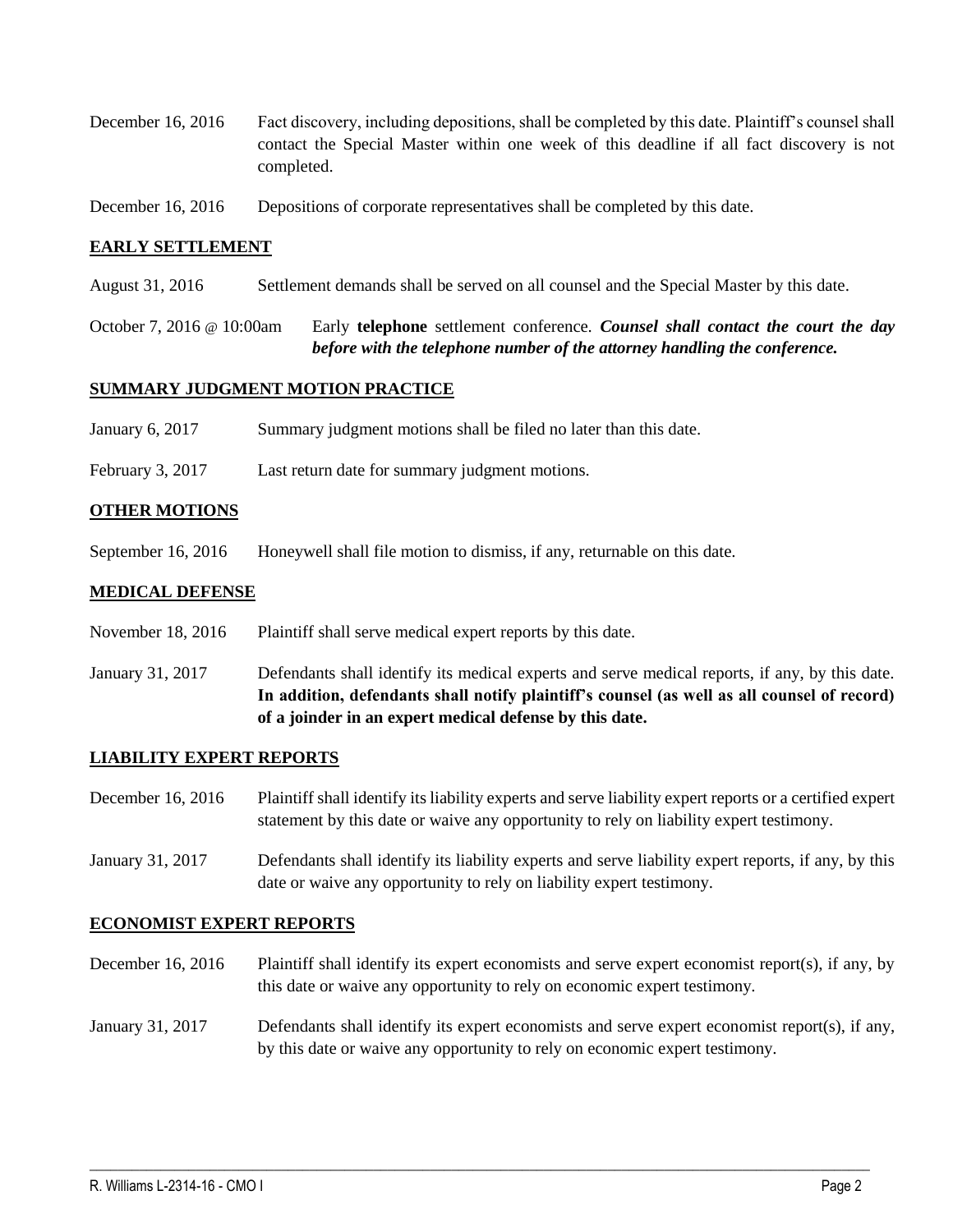December 16, 2016 Fact discovery, including depositions, shall be completed by this date. Plaintiff's counsel shall contact the Special Master within one week of this deadline if all fact discovery is not completed.

December 16, 2016 Depositions of corporate representatives shall be completed by this date.

## EARLY SETTLEMENT

August 31, 2016 Settlement demands shall be served on all counsel and the Special Master by this date.

October 7, 2016 @ 10:00am Early **telephone** settlement conference. ***Counsel shall contact the court the day before with the telephone number of the attorney handling the conference.***

## SUMMARY JUDGMENT MOTION PRACTICE

January 6, 2017 Summary judgment motions shall be filed no later than this date.

February 3, 2017 Last return date for summary judgment motions.

## OTHER MOTIONS

September 16, 2016 Honeywell shall file motion to dismiss, if any, returnable on this date.

## MEDICAL DEFENSE

November 18, 2016 Plaintiff shall serve medical expert reports by this date.

January 31, 2017 Defendants shall identify its medical experts and serve medical reports, if any, by this date. **In addition, defendants shall notify plaintiff's counsel (as well as all counsel of record) of a joinder in an expert medical defense by this date.**

## LIABILITY EXPERT REPORTS

December 16, 2016 Plaintiff shall identify its liability experts and serve liability expert reports or a certified expert statement by this date or waive any opportunity to rely on liability expert testimony.

January 31, 2017 Defendants shall identify its liability experts and serve liability expert reports, if any, by this date or waive any opportunity to rely on liability expert testimony.

## ECONOMIST EXPERT REPORTS

December 16, 2016 Plaintiff shall identify its expert economists and serve expert economist report(s), if any, by this date or waive any opportunity to rely on economic expert testimony.

January 31, 2017 Defendants shall identify its expert economists and serve expert economist report(s), if any, by this date or waive any opportunity to rely on economic expert testimony.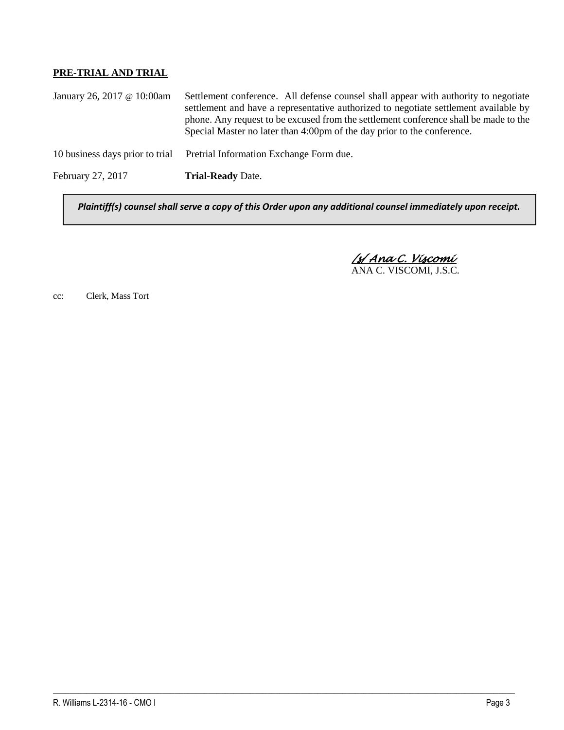**PRE-TRIAL AND TRIAL**

| | |
|---|---|
| January 26, 2017 @ 10:00am | Settlement conference. All defense counsel shall appear with authority to negotiate settlement and have a representative authorized to negotiate settlement available by phone. Any request to be excused from the settlement conference shall be made to the Special Master no later than 4:00pm of the day prior to the conference. |
| 10 business days prior to trial | Pretrial Information Exchange Form due. |
| February 27, 2017 | **Trial-Ready** Date. |

***Plaintiff(s) counsel shall serve a copy of this Order upon any additional counsel immediately upon receipt.***

/s/ Ana C. Viscomi
ANA C. VISCOMI, J.S.C.

cc: Clerk, Mass Tort